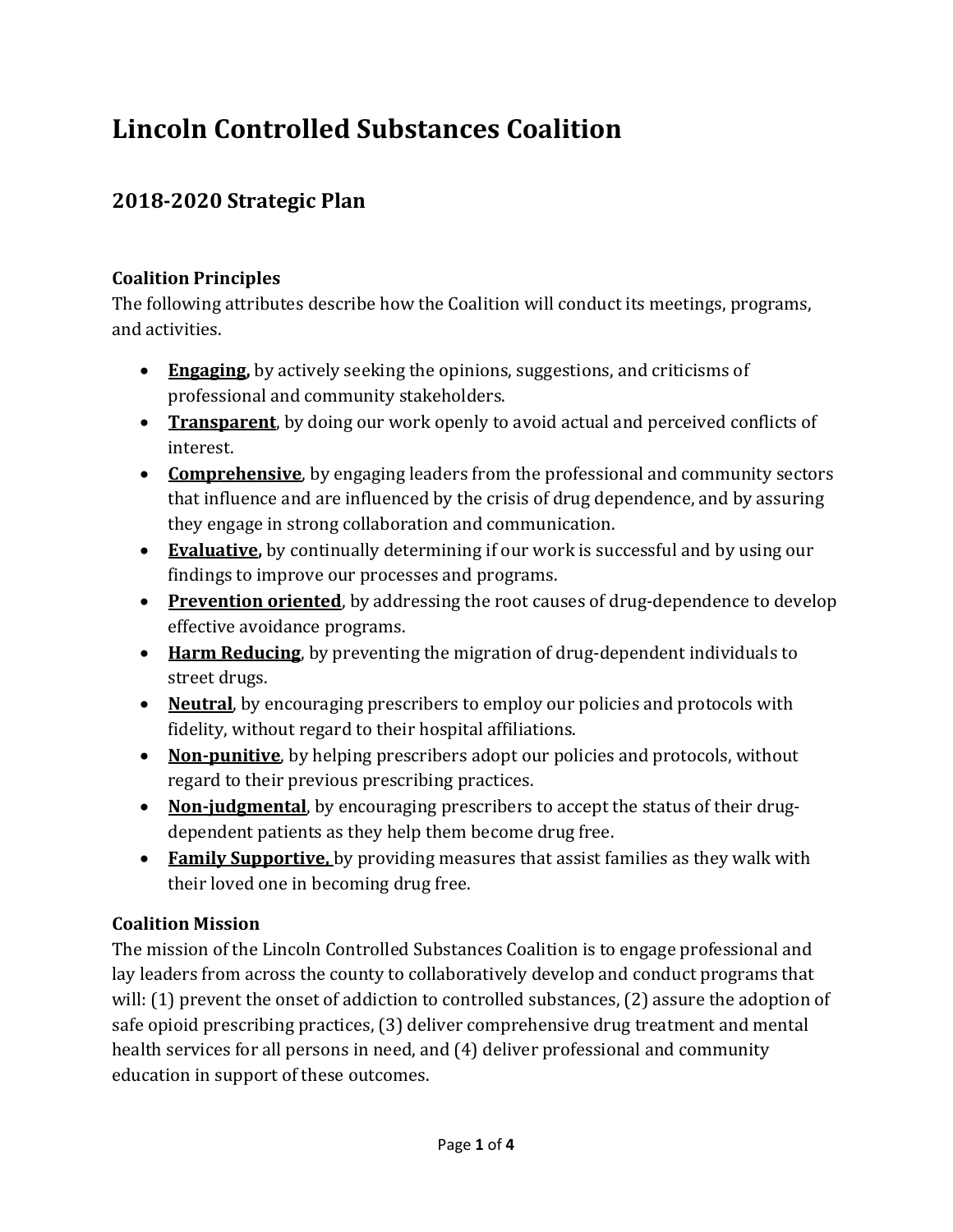# Lincoln Controlled Substances Coalition

## 2018-2020 Strategic Plan

### Coalition Principles

The following attributes describe how the Coalition will conduct its meetings, programs, and activities.

- **Engaging,** by actively seeking the opinions, suggestions, and criticisms of professional and community stakeholders.
- **Transparent**, by doing our work openly to avoid actual and perceived conflicts of interest.
- **Comprehensive**, by engaging leaders from the professional and community sectors that influence and are influenced by the crisis of drug dependence, and by assuring they engage in strong collaboration and communication.
- **Evaluative,** by continually determining if our work is successful and by using our findings to improve our processes and programs.
- **Prevention oriented**, by addressing the root causes of drug-dependence to develop effective avoidance programs.
- **Harm Reducing**, by preventing the migration of drug-dependent individuals to street drugs.
- **Neutral**, by encouraging prescribers to employ our policies and protocols with fidelity, without regard to their hospital affiliations.
- **Non-punitive**, by helping prescribers adopt our policies and protocols, without regard to their previous prescribing practices.
- **Non-judgmental**, by encouraging prescribers to accept the status of their drug-dependent patients as they help them become drug free.
- **Family Supportive,** by providing measures that assist families as they walk with their loved one in becoming drug free.

### Coalition Mission

The mission of the Lincoln Controlled Substances Coalition is to engage professional and lay leaders from across the county to collaboratively develop and conduct programs that will: (1) prevent the onset of addiction to controlled substances, (2) assure the adoption of safe opioid prescribing practices, (3) deliver comprehensive drug treatment and mental health services for all persons in need, and (4) deliver professional and community education in support of these outcomes.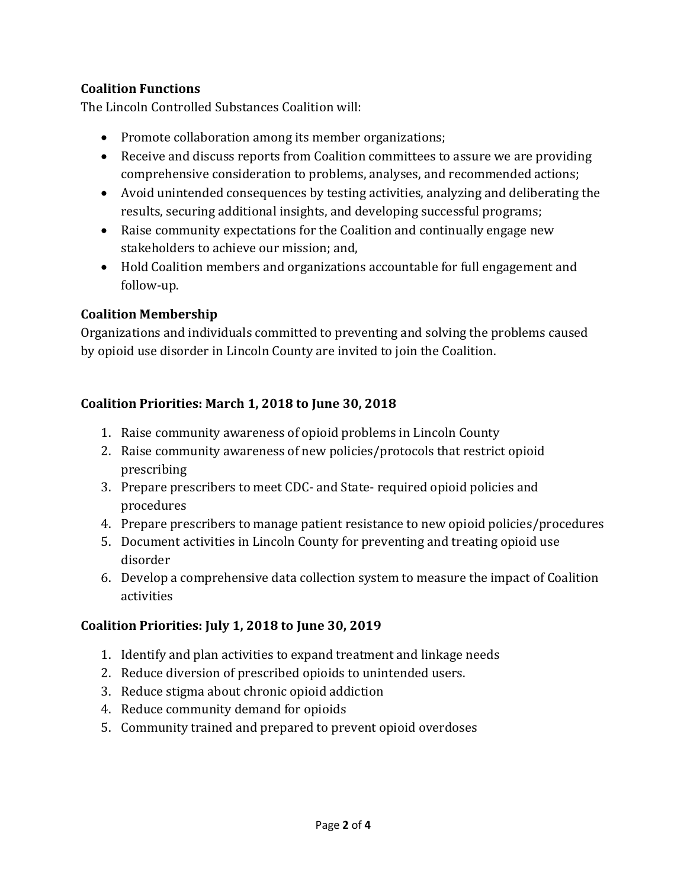**Coalition Functions**

The Lincoln Controlled Substances Coalition will:

- Promote collaboration among its member organizations;
- Receive and discuss reports from Coalition committees to assure we are providing comprehensive consideration to problems, analyses, and recommended actions;
- Avoid unintended consequences by testing activities, analyzing and deliberating the results, securing additional insights, and developing successful programs;
- Raise community expectations for the Coalition and continually engage new stakeholders to achieve our mission; and,
- Hold Coalition members and organizations accountable for full engagement and follow-up.

**Coalition Membership**

Organizations and individuals committed to preventing and solving the problems caused by opioid use disorder in Lincoln County are invited to join the Coalition.

**Coalition Priorities: March 1, 2018 to June 30, 2018**

1. Raise community awareness of opioid problems in Lincoln County
2. Raise community awareness of new policies/protocols that restrict opioid prescribing
3. Prepare prescribers to meet CDC- and State- required opioid policies and procedures
4. Prepare prescribers to manage patient resistance to new opioid policies/procedures
5. Document activities in Lincoln County for preventing and treating opioid use disorder
6. Develop a comprehensive data collection system to measure the impact of Coalition activities

**Coalition Priorities: July 1, 2018 to June 30, 2019**

1. Identify and plan activities to expand treatment and linkage needs
2. Reduce diversion of prescribed opioids to unintended users.
3. Reduce stigma about chronic opioid addiction
4. Reduce community demand for opioids
5. Community trained and prepared to prevent opioid overdoses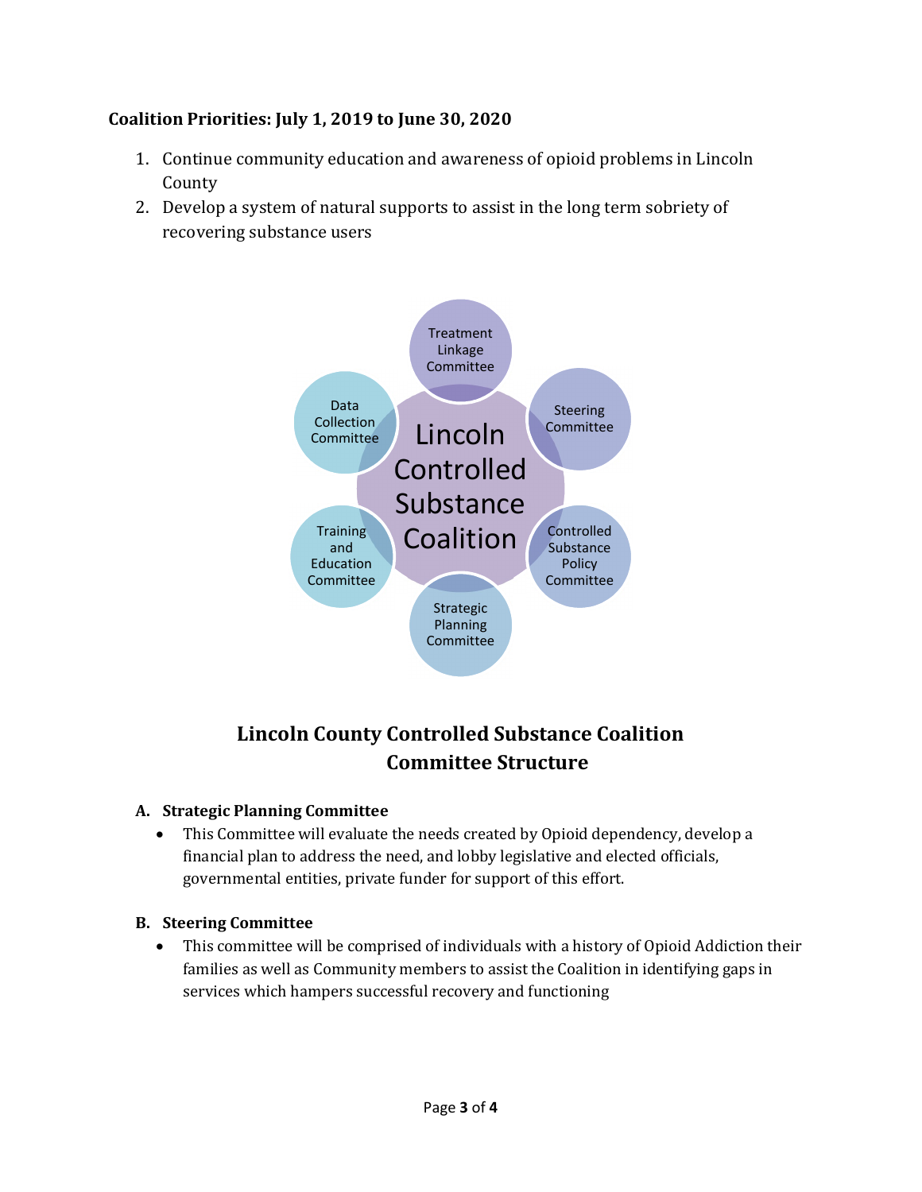**Coalition Priorities: July 1, 2019 to June 30, 2020**

1. Continue community education and awareness of opioid problems in Lincoln County
2. Develop a system of natural supports to assist in the long term sobriety of recovering substance users

Lincoln Controlled Substance Coalition

Treatment Linkage Committee

Steering Committee

Controlled Substance Policy Committee

Strategic Planning Committee

Training and Education Committee

Data Collection Committee

## Lincoln County Controlled Substance Coalition Committee Structure

**A. Strategic Planning Committee**

- This Committee will evaluate the needs created by Opioid dependency, develop a financial plan to address the need, and lobby legislative and elected officials, governmental entities, private funder for support of this effort.

**B. Steering Committee**

- This committee will be comprised of individuals with a history of Opioid Addiction their families as well as Community members to assist the Coalition in identifying gaps in services which hampers successful recovery and functioning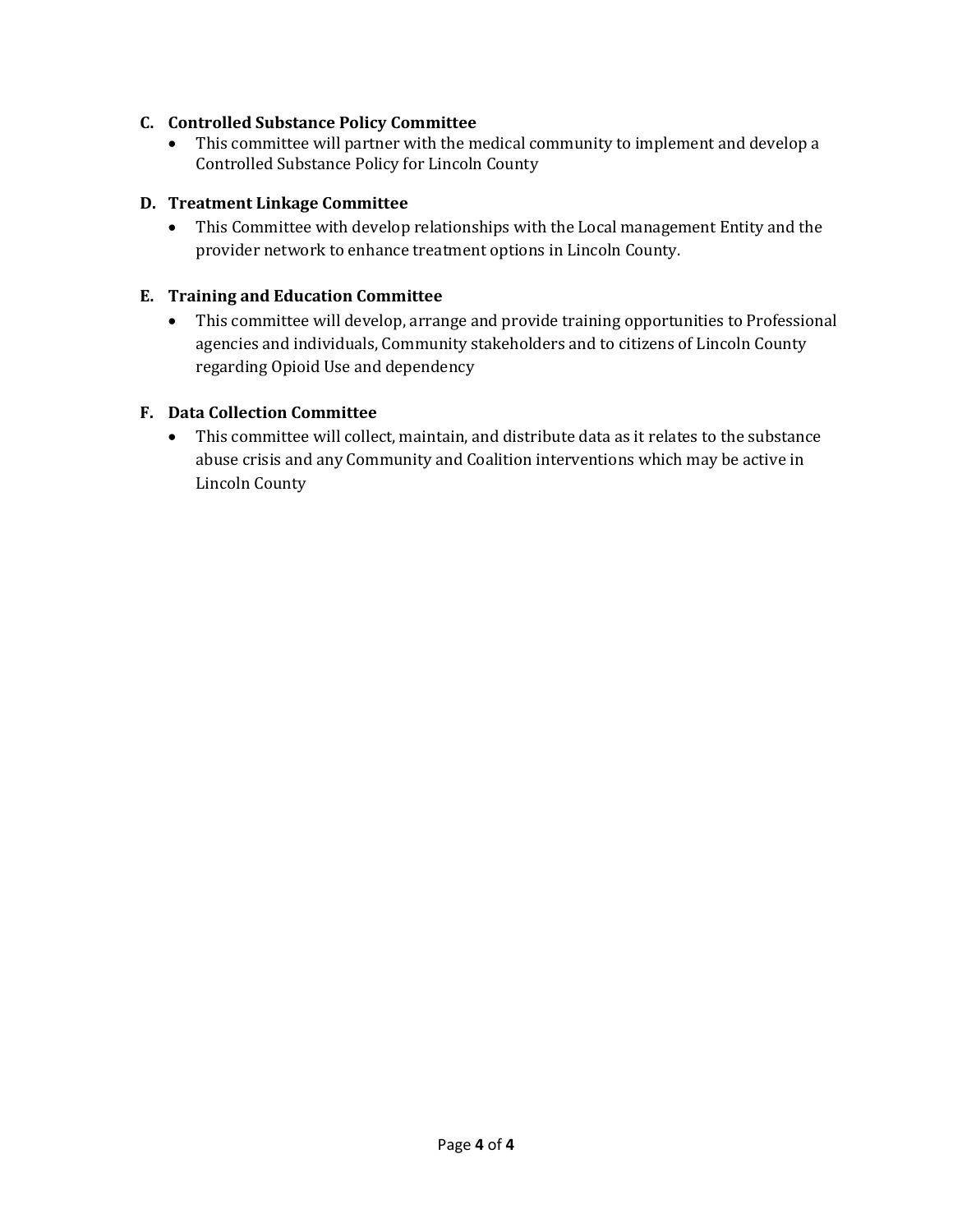**C. Controlled Substance Policy Committee**

- This committee will partner with the medical community to implement and develop a Controlled Substance Policy for Lincoln County

**D. Treatment Linkage Committee**

- This Committee with develop relationships with the Local management Entity and the provider network to enhance treatment options in Lincoln County.

**E. Training and Education Committee**

- This committee will develop, arrange and provide training opportunities to Professional agencies and individuals, Community stakeholders and to citizens of Lincoln County regarding Opioid Use and dependency

**F. Data Collection Committee**

- This committee will collect, maintain, and distribute data as it relates to the substance abuse crisis and any Community and Coalition interventions which may be active in Lincoln County